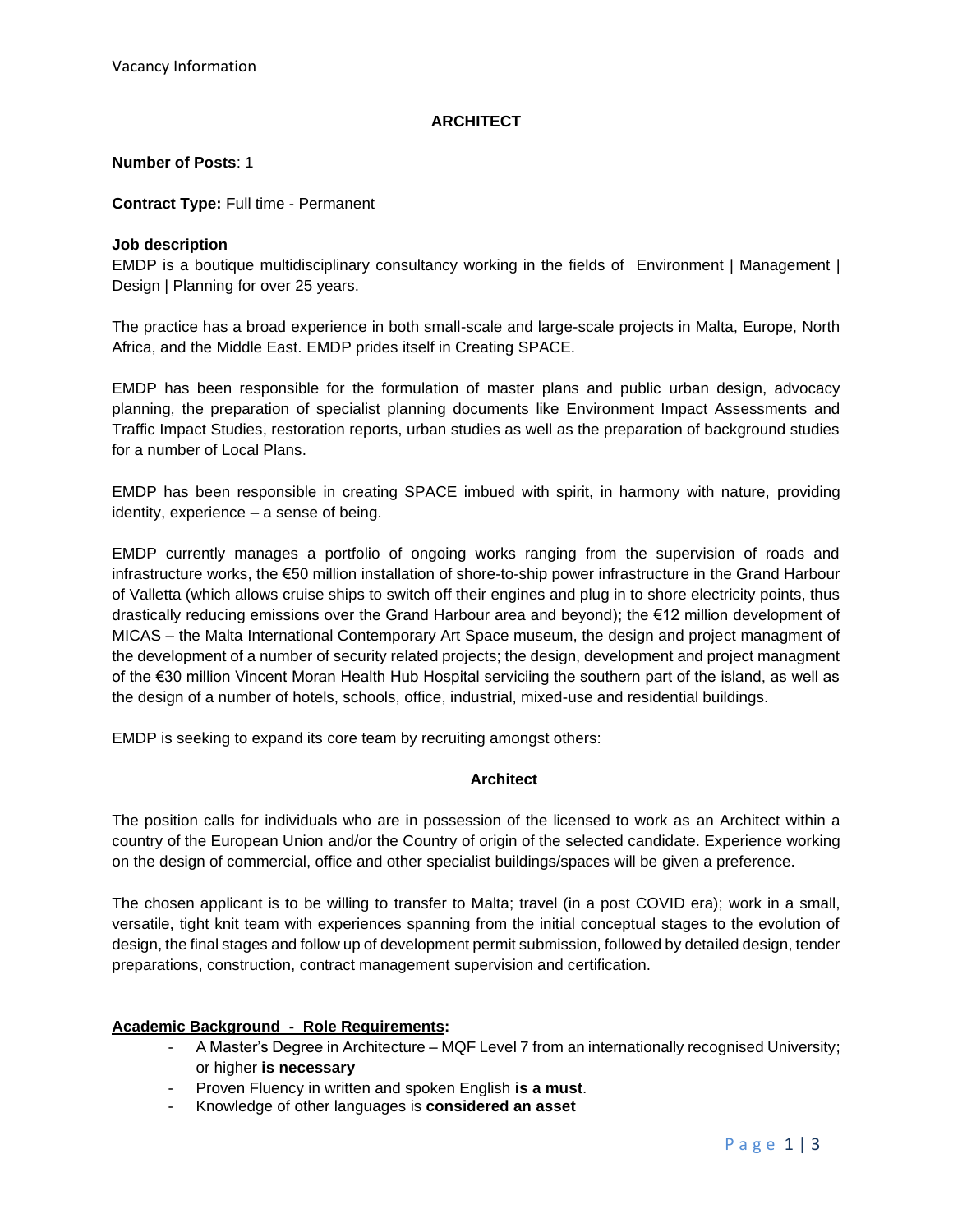Vacancy Information

# ARCHITECT

**Number of Posts**: 1

**Contract Type:** Full time - Permanent

**Job description**

EMDP is a boutique multidisciplinary consultancy working in the fields of Environment | Management | Design | Planning for over 25 years.

The practice has a broad experience in both small-scale and large-scale projects in Malta, Europe, North Africa, and the Middle East. EMDP prides itself in Creating SPACE.

EMDP has been responsible for the formulation of master plans and public urban design, advocacy planning, the preparation of specialist planning documents like Environment Impact Assessments and Traffic Impact Studies, restoration reports, urban studies as well as the preparation of background studies for a number of Local Plans.

EMDP has been responsible in creating SPACE imbued with spirit, in harmony with nature, providing identity, experience – a sense of being.

EMDP currently manages a portfolio of ongoing works ranging from the supervision of roads and infrastructure works, the €50 million installation of shore-to-ship power infrastructure in the Grand Harbour of Valletta (which allows cruise ships to switch off their engines and plug in to shore electricity points, thus drastically reducing emissions over the Grand Harbour area and beyond); the €12 million development of MICAS – the Malta International Contemporary Art Space museum, the design and project managment of the development of a number of security related projects; the design, development and project managment of the €30 million Vincent Moran Health Hub Hospital serviciing the southern part of the island, as well as the design of a number of hotels, schools, office, industrial, mixed-use and residential buildings.

EMDP is seeking to expand its core team by recruiting amongst others:

## Architect

The position calls for individuals who are in possession of the licensed to work as an Architect within a country of the European Union and/or the Country of origin of the selected candidate. Experience working on the design of commercial, office and other specialist buildings/spaces will be given a preference.

The chosen applicant is to be willing to transfer to Malta; travel (in a post COVID era); work in a small, versatile, tight knit team with experiences spanning from the initial conceptual stages to the evolution of design, the final stages and follow up of development permit submission, followed by detailed design, tender preparations, construction, contract management supervision and certification.

**Academic Background - Role Requirements:**

- A Master's Degree in Architecture – MQF Level 7 from an internationally recognised University; or higher **is necessary**
- Proven Fluency in written and spoken English **is a must**.
- Knowledge of other languages is **considered an asset**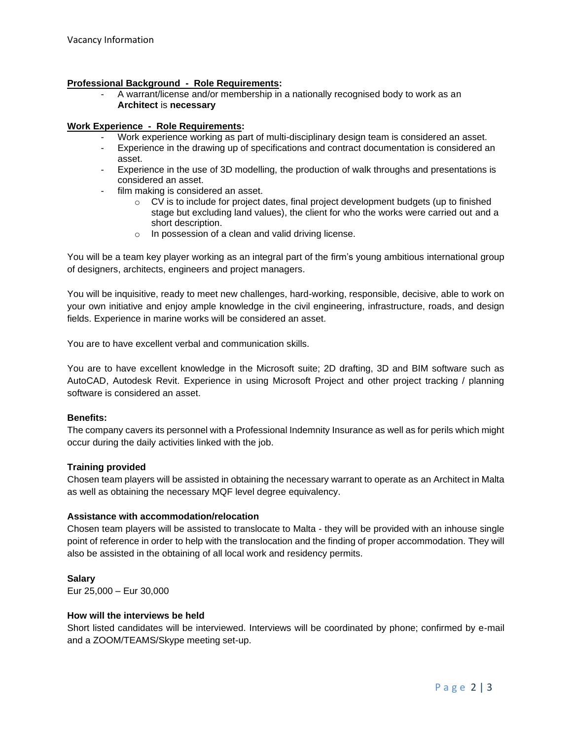**Professional Background - Role Requirements:**

- A warrant/license and/or membership in a nationally recognised body to work as an **Architect** is **necessary**

**Work Experience - Role Requirements:**

- Work experience working as part of multi-disciplinary design team is considered an asset.
- Experience in the drawing up of specifications and contract documentation is considered an asset.
- Experience in the use of 3D modelling, the production of walk throughs and presentations is considered an asset.
- film making is considered an asset.
    - CV is to include for project dates, final project development budgets (up to finished stage but excluding land values), the client for who the works were carried out and a short description.
    - In possession of a clean and valid driving license.

You will be a team key player working as an integral part of the firm's young ambitious international group of designers, architects, engineers and project managers.

You will be inquisitive, ready to meet new challenges, hard-working, responsible, decisive, able to work on your own initiative and enjoy ample knowledge in the civil engineering, infrastructure, roads, and design fields. Experience in marine works will be considered an asset.

You are to have excellent verbal and communication skills.

You are to have excellent knowledge in the Microsoft suite; 2D drafting, 3D and BIM software such as AutoCAD, Autodesk Revit. Experience in using Microsoft Project and other project tracking / planning software is considered an asset.

**Benefits:**

The company cavers its personnel with a Professional Indemnity Insurance as well as for perils which might occur during the daily activities linked with the job.

**Training provided**

Chosen team players will be assisted in obtaining the necessary warrant to operate as an Architect in Malta as well as obtaining the necessary MQF level degree equivalency.

**Assistance with accommodation/relocation**

Chosen team players will be assisted to translocate to Malta - they will be provided with an inhouse single point of reference in order to help with the translocation and the finding of proper accommodation. They will also be assisted in the obtaining of all local work and residency permits.

**Salary**

Eur 25,000 – Eur 30,000

**How will the interviews be held**

Short listed candidates will be interviewed. Interviews will be coordinated by phone; confirmed by e-mail and a ZOOM/TEAMS/Skype meeting set-up.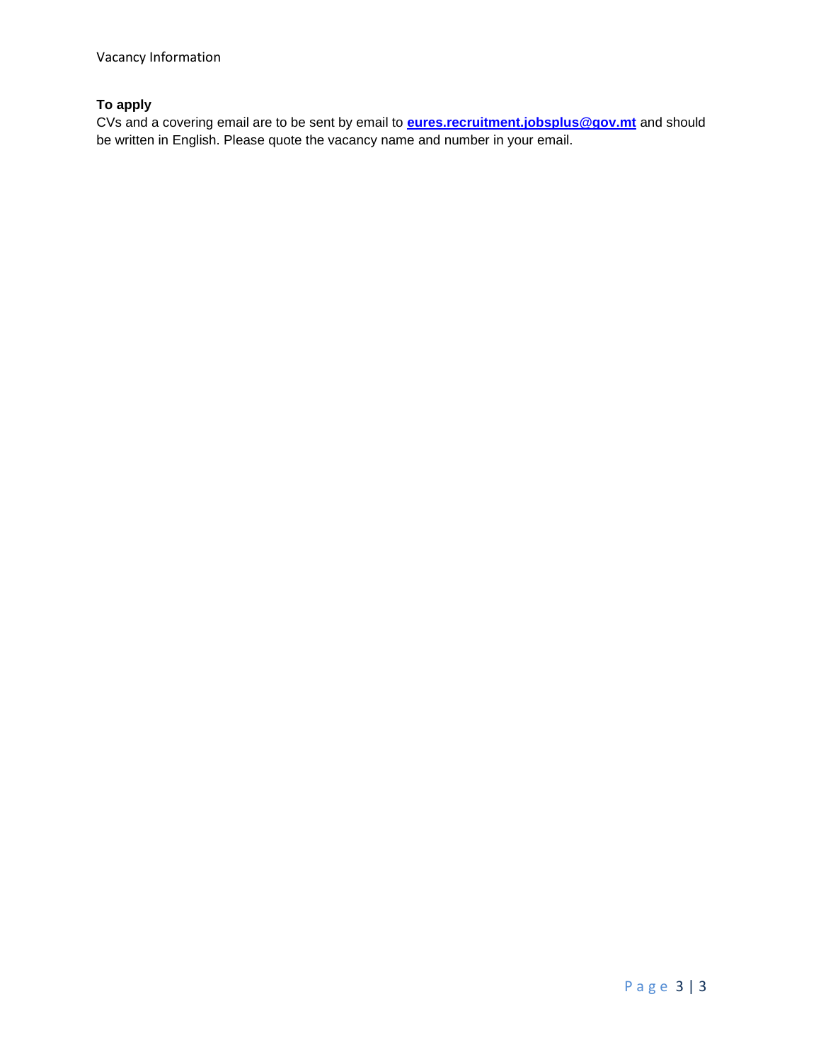**To apply**

CVs and a covering email are to be sent by email to **eures.recruitment.jobsplus@gov.mt** and should be written in English. Please quote the vacancy name and number in your email.